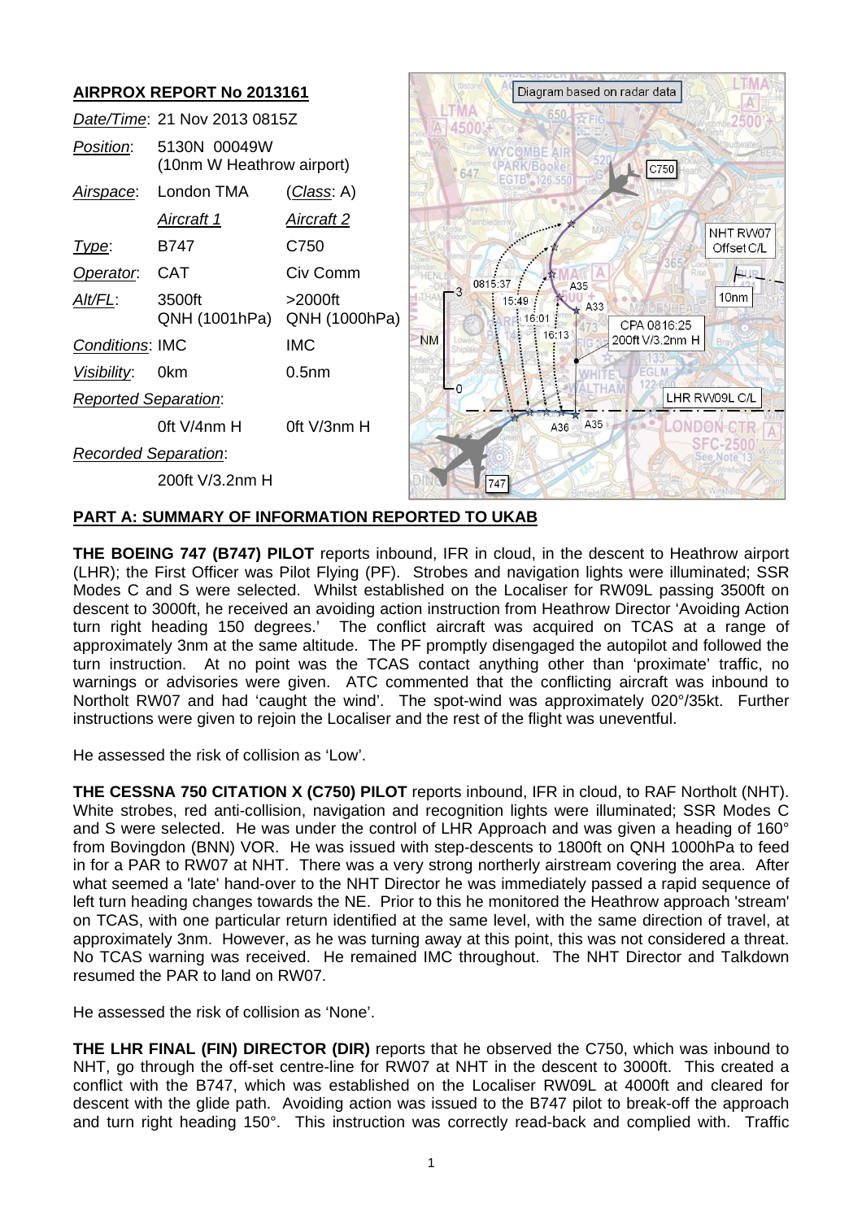# AIRPROX REPORT No 2013161

| | | |
|---|---|---|
| *Date/Time*: | 21 Nov 2013 0815Z | |
| *Position*: | 5130N 00049W (10nm W Heathrow airport) | |
| *Airspace*: | London TMA | (*Class*: A) |
| | *Aircraft 1* | *Aircraft 2* |
| *Type*: | B747 | C750 |
| *Operator*: | CAT | Civ Comm |
| *Alt/FL*: | 3500ft QNH (1001hPa) | >2000ft QNH (1000hPa) |
| *Conditions*: | IMC | IMC |
| *Visibility*: | 0km | 0.5nm |
| *Reported Separation*: | | |
| | 0ft V/4nm H | 0ft V/3nm H |
| *Recorded Separation*: | | |
| | 200ft V/3.2nm H | |

## PART A: SUMMARY OF INFORMATION REPORTED TO UKAB

**THE BOEING 747 (B747) PILOT** reports inbound, IFR in cloud, in the descent to Heathrow airport (LHR); the First Officer was Pilot Flying (PF). Strobes and navigation lights were illuminated; SSR Modes C and S were selected. Whilst established on the Localiser for RW09L passing 3500ft on descent to 3000ft, he received an avoiding action instruction from Heathrow Director 'Avoiding Action turn right heading 150 degrees.' The conflict aircraft was acquired on TCAS at a range of approximately 3nm at the same altitude. The PF promptly disengaged the autopilot and followed the turn instruction. At no point was the TCAS contact anything other than 'proximate' traffic, no warnings or advisories were given. ATC commented that the conflicting aircraft was inbound to Northolt RW07 and had 'caught the wind'. The spot-wind was approximately 020°/35kt. Further instructions were given to rejoin the Localiser and the rest of the flight was uneventful.

He assessed the risk of collision as 'Low'.

**THE CESSNA 750 CITATION X (C750) PILOT** reports inbound, IFR in cloud, to RAF Northolt (NHT). White strobes, red anti-collision, navigation and recognition lights were illuminated; SSR Modes C and S were selected. He was under the control of LHR Approach and was given a heading of 160° from Bovingdon (BNN) VOR. He was issued with step-descents to 1800ft on QNH 1000hPa to feed in for a PAR to RW07 at NHT. There was a very strong northerly airstream covering the area. After what seemed a 'late' hand-over to the NHT Director he was immediately passed a rapid sequence of left turn heading changes towards the NE. Prior to this he monitored the Heathrow approach 'stream' on TCAS, with one particular return identified at the same level, with the same direction of travel, at approximately 3nm. However, as he was turning away at this point, this was not considered a threat. No TCAS warning was received. He remained IMC throughout. The NHT Director and Talkdown resumed the PAR to land on RW07.

He assessed the risk of collision as 'None'.

**THE LHR FINAL (FIN) DIRECTOR (DIR)** reports that he observed the C750, which was inbound to NHT, go through the off-set centre-line for RW07 at NHT in the descent to 3000ft. This created a conflict with the B747, which was established on the Localiser RW09L at 4000ft and cleared for descent with the glide path. Avoiding action was issued to the B747 pilot to break-off the approach and turn right heading 150°. This instruction was correctly read-back and complied with. Traffic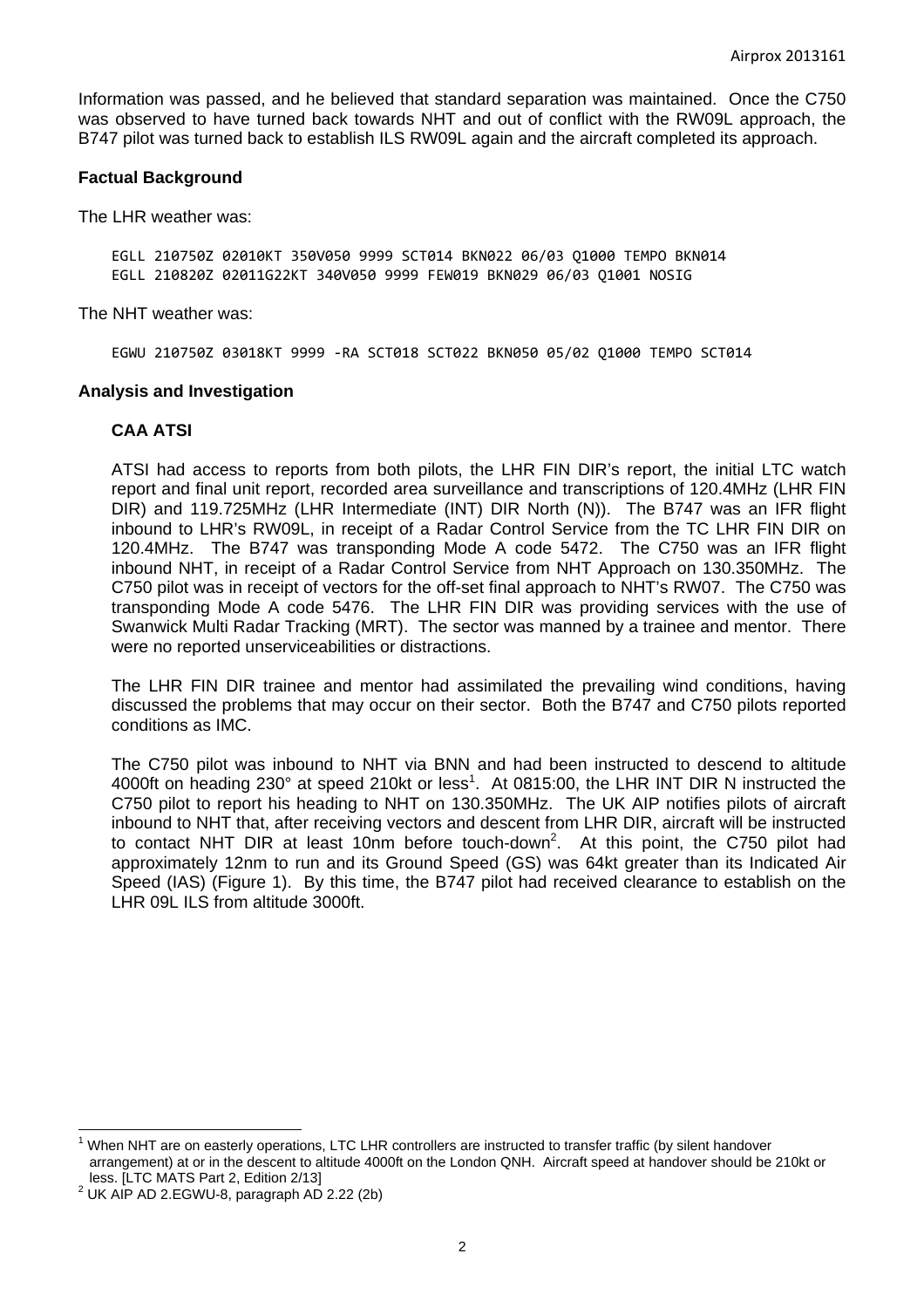Information was passed, and he believed that standard separation was maintained. Once the C750 was observed to have turned back towards NHT and out of conflict with the RW09L approach, the B747 pilot was turned back to establish ILS RW09L again and the aircraft completed its approach.

### Factual Background

The LHR weather was:

```
EGLL 210750Z 02010KT 350V050 9999 SCT014 BKN022 06/03 Q1000 TEMPO BKN014
EGLL 210820Z 02011G22KT 340V050 9999 FEW019 BKN029 06/03 Q1001 NOSIG
```

The NHT weather was:

```
EGWU 210750Z 03018KT 9999 -RA SCT018 SCT022 BKN050 05/02 Q1000 TEMPO SCT014
```

### Analysis and Investigation

#### CAA ATSI

ATSI had access to reports from both pilots, the LHR FIN DIR's report, the initial LTC watch report and final unit report, recorded area surveillance and transcriptions of 120.4MHz (LHR FIN DIR) and 119.725MHz (LHR Intermediate (INT) DIR North (N)). The B747 was an IFR flight inbound to LHR's RW09L, in receipt of a Radar Control Service from the TC LHR FIN DIR on 120.4MHz. The B747 was transponding Mode A code 5472. The C750 was an IFR flight inbound NHT, in receipt of a Radar Control Service from NHT Approach on 130.350MHz. The C750 pilot was in receipt of vectors for the off-set final approach to NHT's RW07. The C750 was transponding Mode A code 5476. The LHR FIN DIR was providing services with the use of Swanwick Multi Radar Tracking (MRT). The sector was manned by a trainee and mentor. There were no reported unserviceabilities or distractions.

The LHR FIN DIR trainee and mentor had assimilated the prevailing wind conditions, having discussed the problems that may occur on their sector. Both the B747 and C750 pilots reported conditions as IMC.

The C750 pilot was inbound to NHT via BNN and had been instructed to descend to altitude 4000ft on heading 230° at speed 210kt or less[1]. At 0815:00, the LHR INT DIR N instructed the C750 pilot to report his heading to NHT on 130.350MHz. The UK AIP notifies pilots of aircraft inbound to NHT that, after receiving vectors and descent from LHR DIR, aircraft will be instructed to contact NHT DIR at least 10nm before touch-down[2]. At this point, the C750 pilot had approximately 12nm to run and its Ground Speed (GS) was 64kt greater than its Indicated Air Speed (IAS) (Figure 1). By this time, the B747 pilot had received clearance to establish on the LHR 09L ILS from altitude 3000ft.

---

[1] When NHT are on easterly operations, LTC LHR controllers are instructed to transfer traffic (by silent handover arrangement) at or in the descent to altitude 4000ft on the London QNH. Aircraft speed at handover should be 210kt or less. [LTC MATS Part 2, Edition 2/13]

[2] UK AIP AD 2.EGWU-8, paragraph AD 2.22 (2b)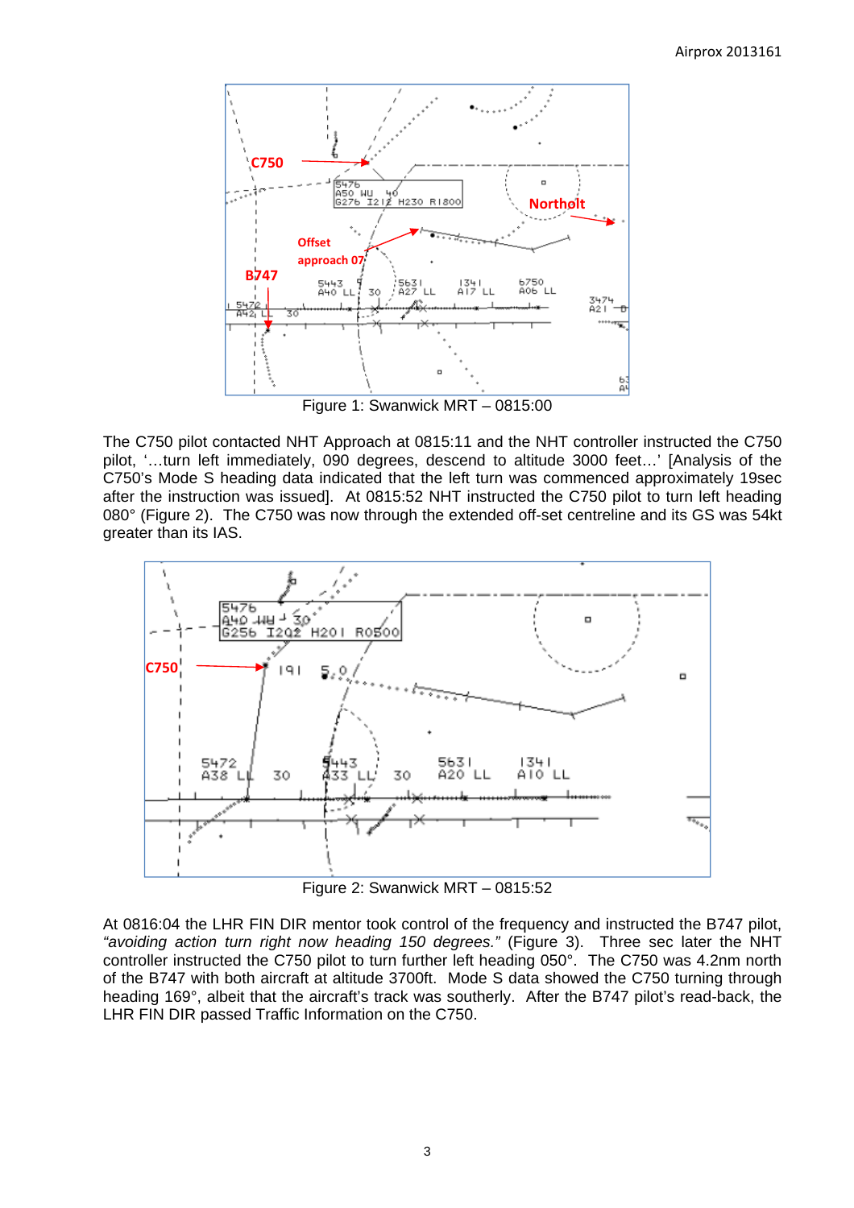Figure 1: Swanwick MRT – 0815:00

The C750 pilot contacted NHT Approach at 0815:11 and the NHT controller instructed the C750 pilot, '…turn left immediately, 090 degrees, descend to altitude 3000 feet…' [Analysis of the C750's Mode S heading data indicated that the left turn was commenced approximately 19sec after the instruction was issued]. At 0815:52 NHT instructed the C750 pilot to turn left heading 080° (Figure 2). The C750 was now through the extended off-set centreline and its GS was 54kt greater than its IAS.

Figure 2: Swanwick MRT – 0815:52

At 0816:04 the LHR FIN DIR mentor took control of the frequency and instructed the B747 pilot, *"avoiding action turn right now heading 150 degrees."* (Figure 3). Three sec later the NHT controller instructed the C750 pilot to turn further left heading 050°. The C750 was 4.2nm north of the B747 with both aircraft at altitude 3700ft. Mode S data showed the C750 turning through heading 169°, albeit that the aircraft's track was southerly. After the B747 pilot's read-back, the LHR FIN DIR passed Traffic Information on the C750.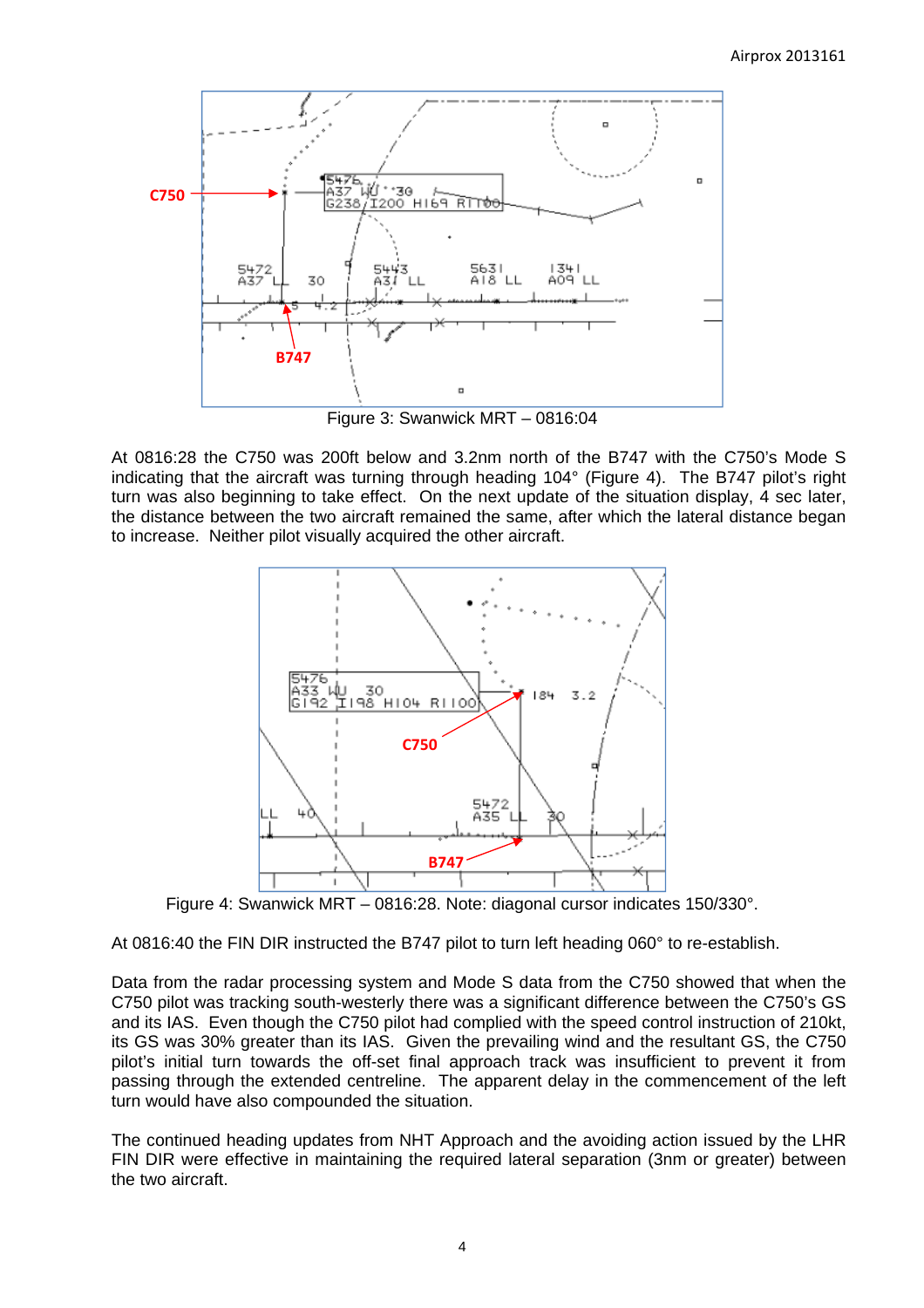Figure 3: Swanwick MRT – 0816:04

At 0816:28 the C750 was 200ft below and 3.2nm north of the B747 with the C750's Mode S indicating that the aircraft was turning through heading 104° (Figure 4). The B747 pilot's right turn was also beginning to take effect. On the next update of the situation display, 4 sec later, the distance between the two aircraft remained the same, after which the lateral distance began to increase. Neither pilot visually acquired the other aircraft.

Figure 4: Swanwick MRT – 0816:28. Note: diagonal cursor indicates 150/330°.

At 0816:40 the FIN DIR instructed the B747 pilot to turn left heading 060° to re-establish.

Data from the radar processing system and Mode S data from the C750 showed that when the C750 pilot was tracking south-westerly there was a significant difference between the C750's GS and its IAS. Even though the C750 pilot had complied with the speed control instruction of 210kt, its GS was 30% greater than its IAS. Given the prevailing wind and the resultant GS, the C750 pilot's initial turn towards the off-set final approach track was insufficient to prevent it from passing through the extended centreline. The apparent delay in the commencement of the left turn would have also compounded the situation.

The continued heading updates from NHT Approach and the avoiding action issued by the LHR FIN DIR were effective in maintaining the required lateral separation (3nm or greater) between the two aircraft.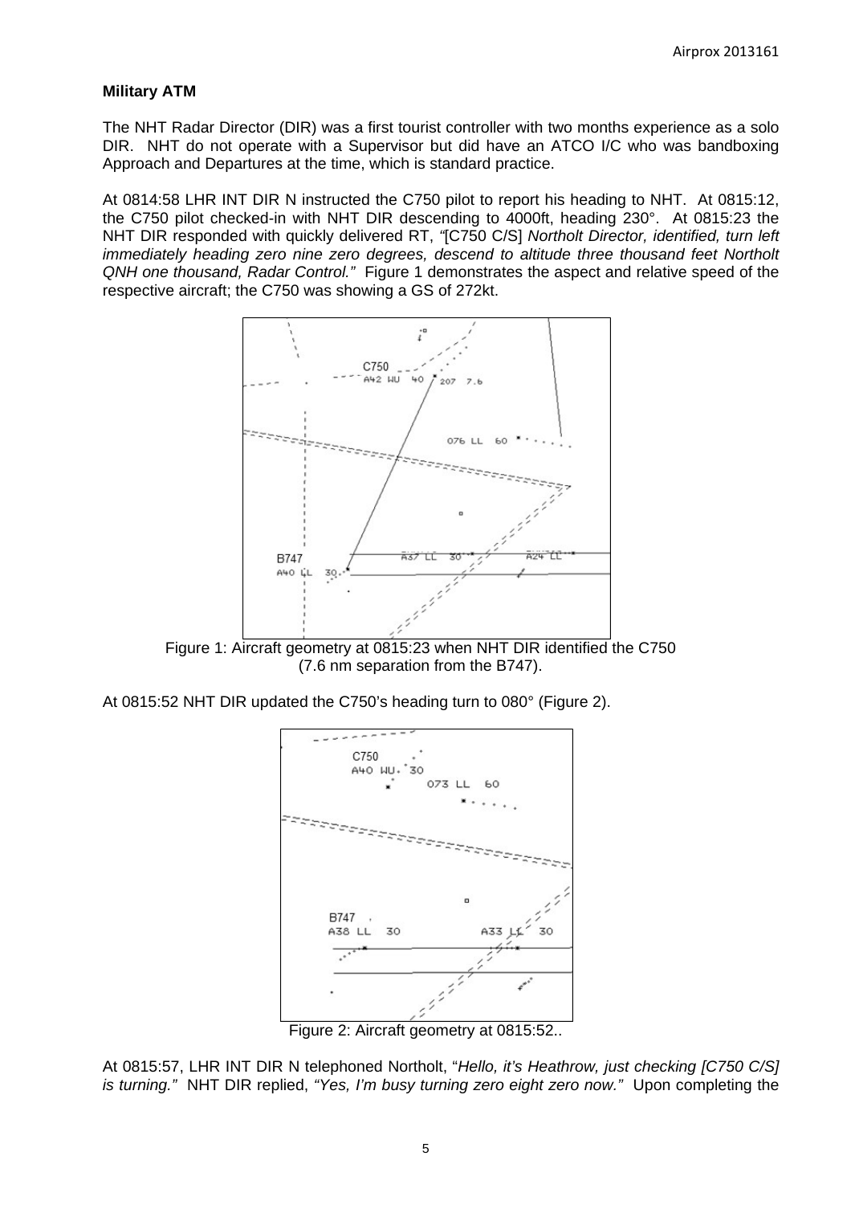**Military ATM**

The NHT Radar Director (DIR) was a first tourist controller with two months experience as a solo DIR. NHT do not operate with a Supervisor but did have an ATCO I/C who was bandboxing Approach and Departures at the time, which is standard practice.

At 0814:58 LHR INT DIR N instructed the C750 pilot to report his heading to NHT. At 0815:12, the C750 pilot checked-in with NHT DIR descending to 4000ft, heading 230°. At 0815:23 the NHT DIR responded with quickly delivered RT, *"[C750 C/S] Northolt Director, identified, turn left immediately heading zero nine zero degrees, descend to altitude three thousand feet Northolt QNH one thousand, Radar Control."* Figure 1 demonstrates the aspect and relative speed of the respective aircraft; the C750 was showing a GS of 272kt.

Figure 1: Aircraft geometry at 0815:23 when NHT DIR identified the C750 (7.6 nm separation from the B747).

At 0815:52 NHT DIR updated the C750's heading turn to 080° (Figure 2).

Figure 2: Aircraft geometry at 0815:52..

At 0815:57, LHR INT DIR N telephoned Northolt, "*Hello, it's Heathrow, just checking [C750 C/S] is turning."* NHT DIR replied, *"Yes, I'm busy turning zero eight zero now."* Upon completing the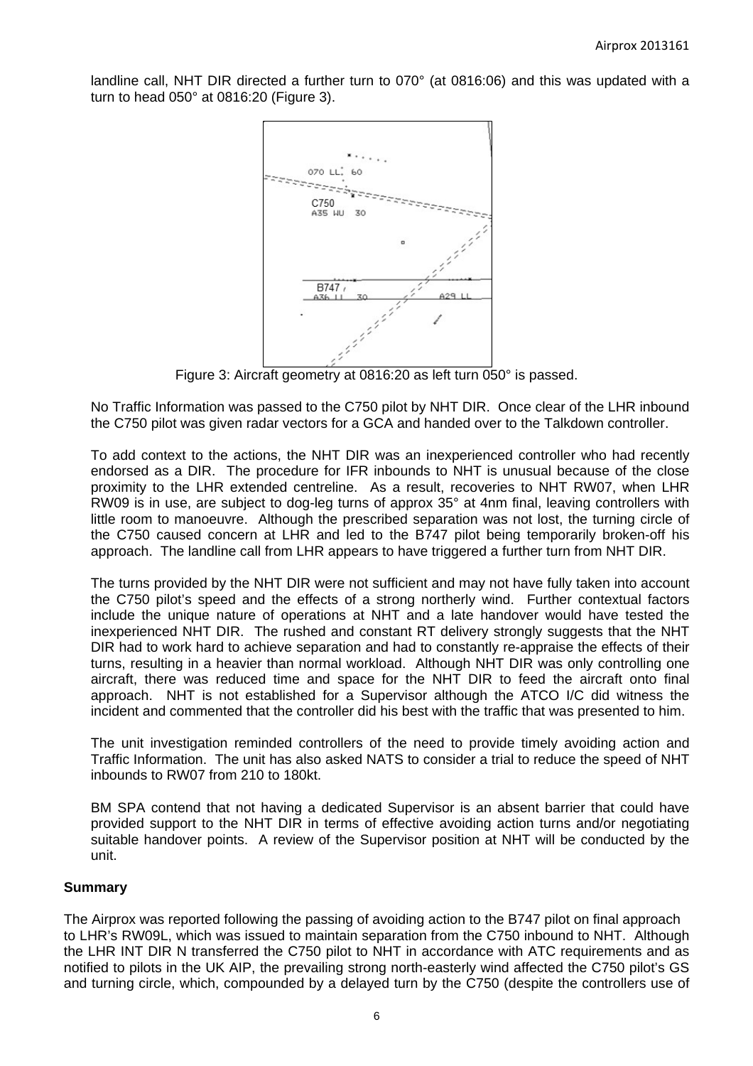landline call, NHT DIR directed a further turn to 070° (at 0816:06) and this was updated with a turn to head 050° at 0816:20 (Figure 3).

Figure 3: Aircraft geometry at 0816:20 as left turn 050° is passed.

No Traffic Information was passed to the C750 pilot by NHT DIR. Once clear of the LHR inbound the C750 pilot was given radar vectors for a GCA and handed over to the Talkdown controller.

To add context to the actions, the NHT DIR was an inexperienced controller who had recently endorsed as a DIR. The procedure for IFR inbounds to NHT is unusual because of the close proximity to the LHR extended centreline. As a result, recoveries to NHT RW07, when LHR RW09 is in use, are subject to dog-leg turns of approx 35° at 4nm final, leaving controllers with little room to manoeuvre. Although the prescribed separation was not lost, the turning circle of the C750 caused concern at LHR and led to the B747 pilot being temporarily broken-off his approach. The landline call from LHR appears to have triggered a further turn from NHT DIR.

The turns provided by the NHT DIR were not sufficient and may not have fully taken into account the C750 pilot's speed and the effects of a strong northerly wind. Further contextual factors include the unique nature of operations at NHT and a late handover would have tested the inexperienced NHT DIR. The rushed and constant RT delivery strongly suggests that the NHT DIR had to work hard to achieve separation and had to constantly re-appraise the effects of their turns, resulting in a heavier than normal workload. Although NHT DIR was only controlling one aircraft, there was reduced time and space for the NHT DIR to feed the aircraft onto final approach. NHT is not established for a Supervisor although the ATCO I/C did witness the incident and commented that the controller did his best with the traffic that was presented to him.

The unit investigation reminded controllers of the need to provide timely avoiding action and Traffic Information. The unit has also asked NATS to consider a trial to reduce the speed of NHT inbounds to RW07 from 210 to 180kt.

BM SPA contend that not having a dedicated Supervisor is an absent barrier that could have provided support to the NHT DIR in terms of effective avoiding action turns and/or negotiating suitable handover points. A review of the Supervisor position at NHT will be conducted by the unit.

**Summary**

The Airprox was reported following the passing of avoiding action to the B747 pilot on final approach to LHR's RW09L, which was issued to maintain separation from the C750 inbound to NHT. Although the LHR INT DIR N transferred the C750 pilot to NHT in accordance with ATC requirements and as notified to pilots in the UK AIP, the prevailing strong north-easterly wind affected the C750 pilot's GS and turning circle, which, compounded by a delayed turn by the C750 (despite the controllers use of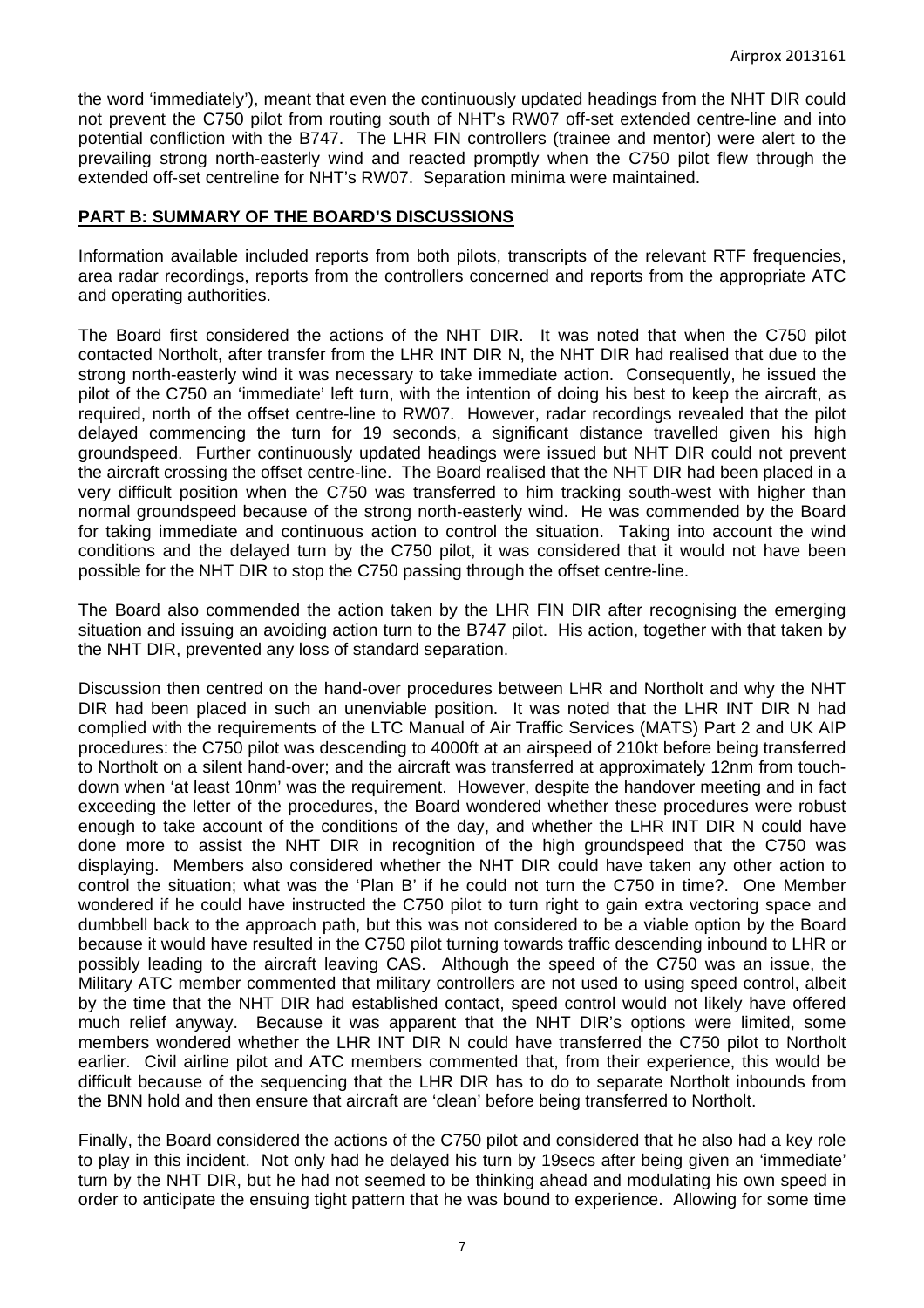the word 'immediately'), meant that even the continuously updated headings from the NHT DIR could not prevent the C750 pilot from routing south of NHT's RW07 off-set extended centre-line and into potential confliction with the B747. The LHR FIN controllers (trainee and mentor) were alert to the prevailing strong north-easterly wind and reacted promptly when the C750 pilot flew through the extended off-set centreline for NHT's RW07. Separation minima were maintained.

## PART B: SUMMARY OF THE BOARD'S DISCUSSIONS

Information available included reports from both pilots, transcripts of the relevant RTF frequencies, area radar recordings, reports from the controllers concerned and reports from the appropriate ATC and operating authorities.

The Board first considered the actions of the NHT DIR. It was noted that when the C750 pilot contacted Northolt, after transfer from the LHR INT DIR N, the NHT DIR had realised that due to the strong north-easterly wind it was necessary to take immediate action. Consequently, he issued the pilot of the C750 an 'immediate' left turn, with the intention of doing his best to keep the aircraft, as required, north of the offset centre-line to RW07. However, radar recordings revealed that the pilot delayed commencing the turn for 19 seconds, a significant distance travelled given his high groundspeed. Further continuously updated headings were issued but NHT DIR could not prevent the aircraft crossing the offset centre-line. The Board realised that the NHT DIR had been placed in a very difficult position when the C750 was transferred to him tracking south-west with higher than normal groundspeed because of the strong north-easterly wind. He was commended by the Board for taking immediate and continuous action to control the situation. Taking into account the wind conditions and the delayed turn by the C750 pilot, it was considered that it would not have been possible for the NHT DIR to stop the C750 passing through the offset centre-line.

The Board also commended the action taken by the LHR FIN DIR after recognising the emerging situation and issuing an avoiding action turn to the B747 pilot. His action, together with that taken by the NHT DIR, prevented any loss of standard separation.

Discussion then centred on the hand-over procedures between LHR and Northolt and why the NHT DIR had been placed in such an unenviable position. It was noted that the LHR INT DIR N had complied with the requirements of the LTC Manual of Air Traffic Services (MATS) Part 2 and UK AIP procedures: the C750 pilot was descending to 4000ft at an airspeed of 210kt before being transferred to Northolt on a silent hand-over; and the aircraft was transferred at approximately 12nm from touch-down when 'at least 10nm' was the requirement. However, despite the handover meeting and in fact exceeding the letter of the procedures, the Board wondered whether these procedures were robust enough to take account of the conditions of the day, and whether the LHR INT DIR N could have done more to assist the NHT DIR in recognition of the high groundspeed that the C750 was displaying. Members also considered whether the NHT DIR could have taken any other action to control the situation; what was the 'Plan B' if he could not turn the C750 in time?. One Member wondered if he could have instructed the C750 pilot to turn right to gain extra vectoring space and dumbbell back to the approach path, but this was not considered to be a viable option by the Board because it would have resulted in the C750 pilot turning towards traffic descending inbound to LHR or possibly leading to the aircraft leaving CAS. Although the speed of the C750 was an issue, the Military ATC member commented that military controllers are not used to using speed control, albeit by the time that the NHT DIR had established contact, speed control would not likely have offered much relief anyway. Because it was apparent that the NHT DIR's options were limited, some members wondered whether the LHR INT DIR N could have transferred the C750 pilot to Northolt earlier. Civil airline pilot and ATC members commented that, from their experience, this would be difficult because of the sequencing that the LHR DIR has to do to separate Northolt inbounds from the BNN hold and then ensure that aircraft are 'clean' before being transferred to Northolt.

Finally, the Board considered the actions of the C750 pilot and considered that he also had a key role to play in this incident. Not only had he delayed his turn by 19secs after being given an 'immediate' turn by the NHT DIR, but he had not seemed to be thinking ahead and modulating his own speed in order to anticipate the ensuing tight pattern that he was bound to experience. Allowing for some time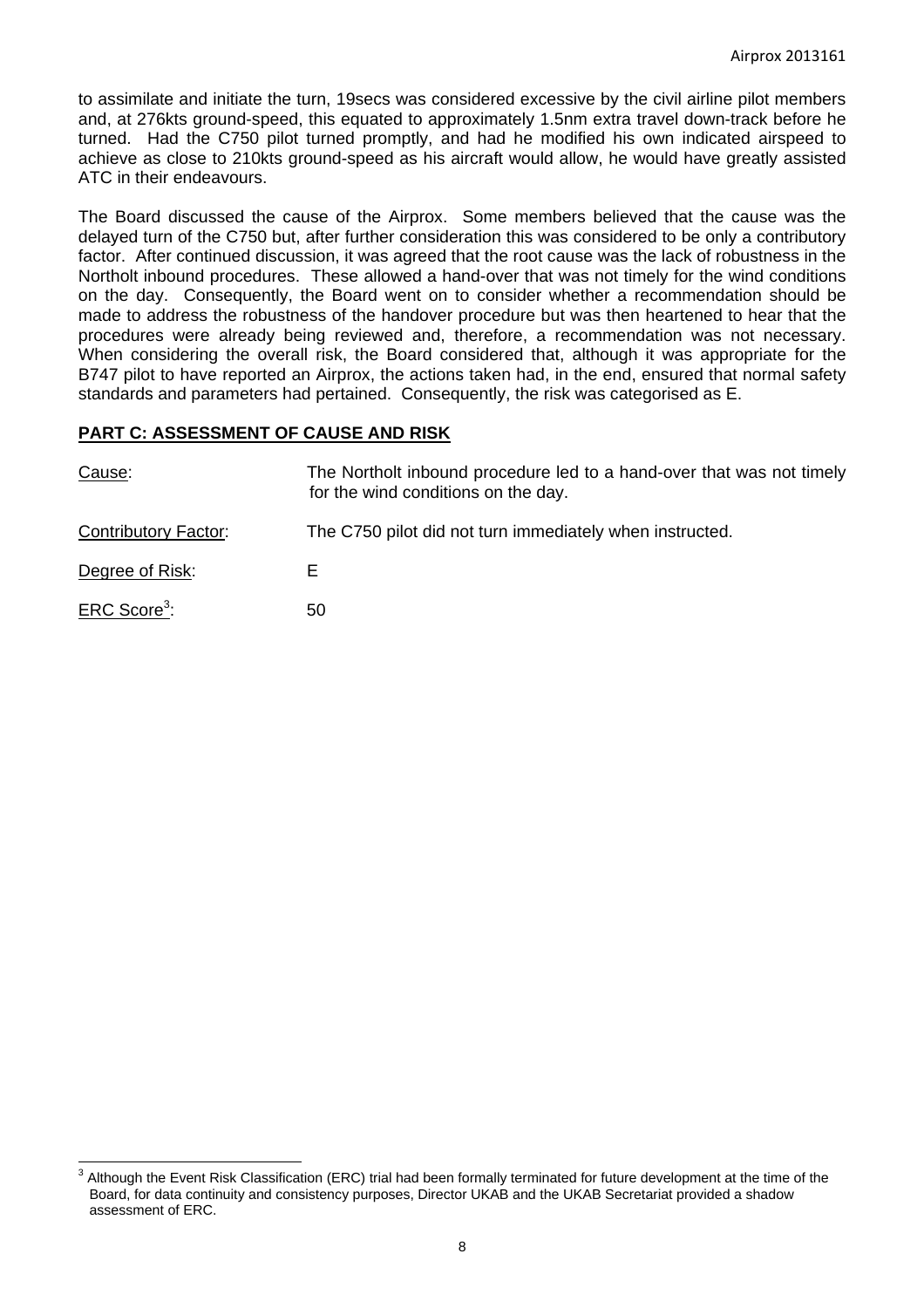to assimilate and initiate the turn, 19secs was considered excessive by the civil airline pilot members and, at 276kts ground-speed, this equated to approximately 1.5nm extra travel down-track before he turned. Had the C750 pilot turned promptly, and had he modified his own indicated airspeed to achieve as close to 210kts ground-speed as his aircraft would allow, he would have greatly assisted ATC in their endeavours.

The Board discussed the cause of the Airprox. Some members believed that the cause was the delayed turn of the C750 but, after further consideration this was considered to be only a contributory factor. After continued discussion, it was agreed that the root cause was the lack of robustness in the Northolt inbound procedures. These allowed a hand-over that was not timely for the wind conditions on the day. Consequently, the Board went on to consider whether a recommendation should be made to address the robustness of the handover procedure but was then heartened to hear that the procedures were already being reviewed and, therefore, a recommendation was not necessary. When considering the overall risk, the Board considered that, although it was appropriate for the B747 pilot to have reported an Airprox, the actions taken had, in the end, ensured that normal safety standards and parameters had pertained. Consequently, the risk was categorised as E.

## PART C: ASSESSMENT OF CAUSE AND RISK

| | |
|---|---|
| Cause: | The Northolt inbound procedure led to a hand-over that was not timely for the wind conditions on the day. |
| Contributory Factor: | The C750 pilot did not turn immediately when instructed. |
| Degree of Risk: | E |
| ERC Score[3]: | 50 |

[3] Although the Event Risk Classification (ERC) trial had been formally terminated for future development at the time of the Board, for data continuity and consistency purposes, Director UKAB and the UKAB Secretariat provided a shadow assessment of ERC.